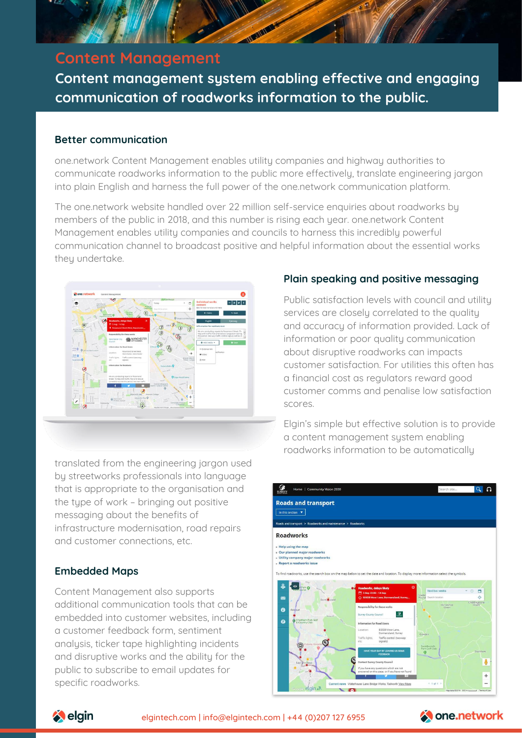# Content Management

## Content management system enabling effective and engaging communication of roadworks information to the public.

### Better communication

one.network Content Management enables utility companies and highway authorities to communicate roadworks information to the public more effectively, translate engineering jargon into plain English and harness the full power of the one.network communication platform.

The one.network website handled over 22 million self-service enquiries about roadworks by members of the public in 2018, and this number is rising each year. one.network Content Management enables utility companies and councils to harness this incredibly powerful communication channel to broadcast positive and helpful information about the essential works they undertake.

### Plain speaking and positive messaging

Public satisfaction levels with council and utility services are closely correlated to the quality and accuracy of information provided. Lack of information or poor quality communication about disruptive roadworks can impacts customer satisfaction. For utilities this often has a financial cost as regulators reward good customer comms and penalise low satisfaction scores.

Elgin's simple but effective solution is to provide a content management system enabling roadworks information to be automatically translated from the engineering jargon used by streetworks professionals into language that is appropriate to the organisation and the type of work – bringing out positive messaging about the benefits of infrastructure modernisation, road repairs and customer connections, etc.

### Embedded Maps

Content Management also supports additional communication tools that can be embedded into customer websites, including a customer feedback form, sentiment analysis, ticker tape highlighting incidents and disruptive works and the ability for the public to subscribe to email updates for specific roadworks.

elgin | elgintech.com | info@elgintech.com | +44 (0)207 127 6955 | one.network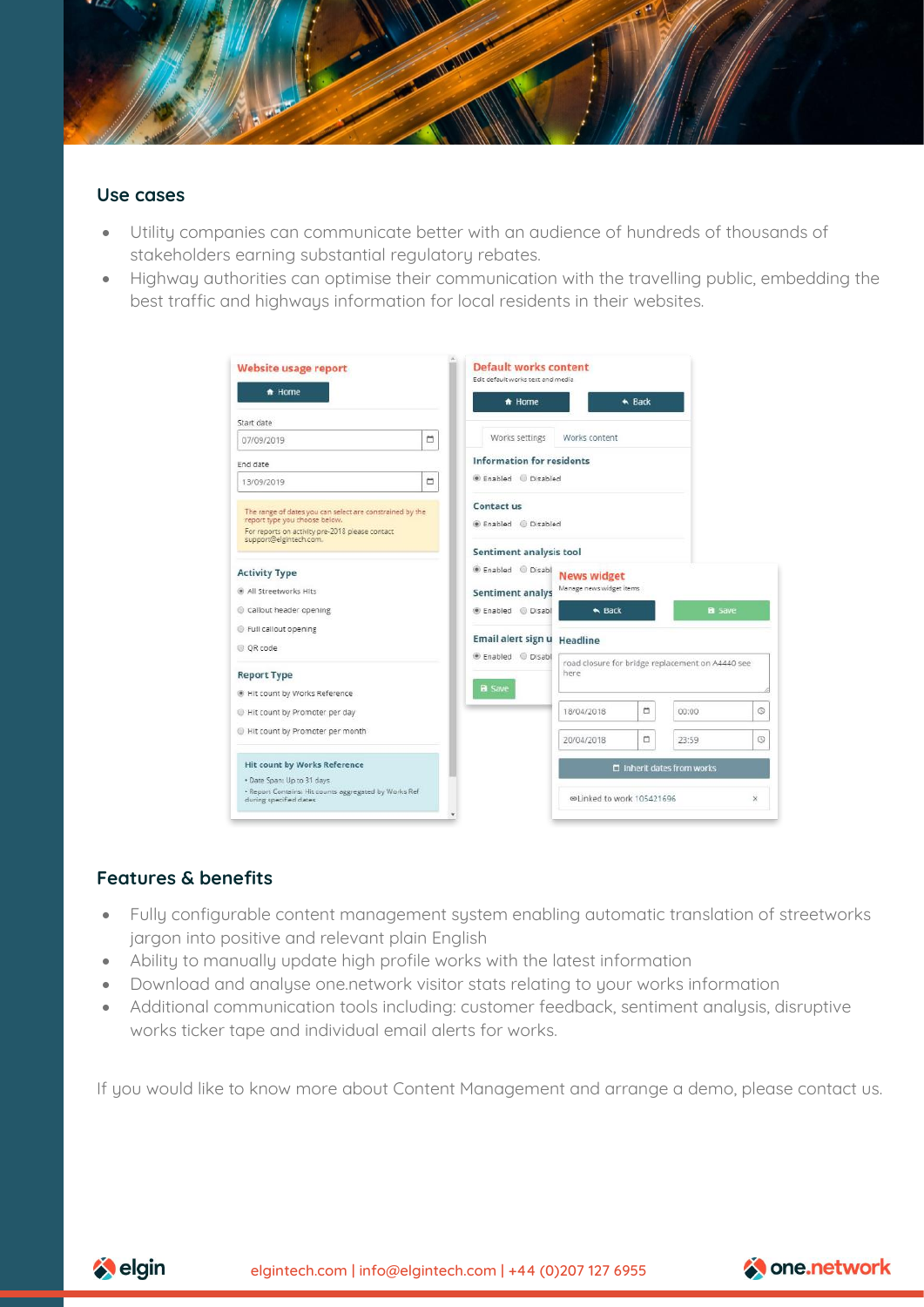## Use cases

- Utility companies can communicate better with an audience of hundreds of thousands of stakeholders earning substantial regulatory rebates.
- Highway authorities can optimise their communication with the travelling public, embedding the best traffic and highways information for local residents in their websites.

## Features & benefits

- Fully configurable content management system enabling automatic translation of streetworks jargon into positive and relevant plain English
- Ability to manually update high profile works with the latest information
- Download and analyse one.network visitor stats relating to your works information
- Additional communication tools including: customer feedback, sentiment analysis, disruptive works ticker tape and individual email alerts for works.

If you would like to know more about Content Management and arrange a demo, please contact us.

elgintech.com | info@elgintech.com | +44 (0)207 127 6955